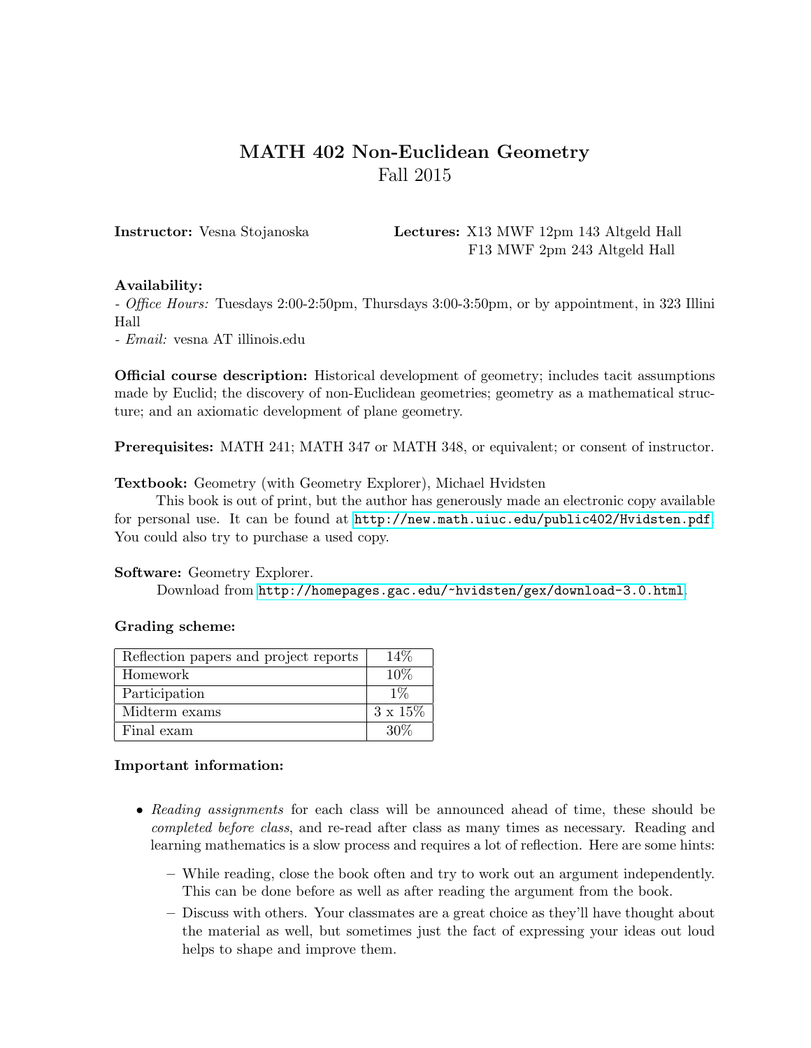# MATH 402 Non-Euclidean Geometry

Fall 2015

**Instructor:** Vesna Stojanoska

**Lectures:** X13 MWF 12pm 143 Altgeld Hall
F13 MWF 2pm 243 Altgeld Hall

**Availability:**

- *Office Hours:* Tuesdays 2:00-2:50pm, Thursdays 3:00-3:50pm, or by appointment, in 323 Illini Hall
- *Email:* vesna AT illinois.edu

**Official course description:** Historical development of geometry; includes tacit assumptions made by Euclid; the discovery of non-Euclidean geometries; geometry as a mathematical structure; and an axiomatic development of plane geometry.

**Prerequisites:** MATH 241; MATH 347 or MATH 348, or equivalent; or consent of instructor.

**Textbook:** Geometry (with Geometry Explorer), Michael Hvidsten

This book is out of print, but the author has generously made an electronic copy available for personal use. It can be found at http://new.math.uiuc.edu/public402/Hvidsten.pdf. You could also try to purchase a used copy.

**Software:** Geometry Explorer.

Download from http://homepages.gac.edu/~hvidsten/gex/download-3.0.html.

**Grading scheme:**

| Component | Weight |
| --- | --- |
| Reflection papers and project reports | 14% |
| Homework | 10% |
| Participation | 1% |
| Midterm exams | 3 x 15% |
| Final exam | 30% |

**Important information:**

- *Reading assignments* for each class will be announced ahead of time, these should be *completed before class*, and re-read after class as many times as necessary. Reading and learning mathematics is a slow process and requires a lot of reflection. Here are some hints:
  - While reading, close the book often and try to work out an argument independently. This can be done before as well as after reading the argument from the book.
  - Discuss with others. Your classmates are a great choice as they'll have thought about the material as well, but sometimes just the fact of expressing your ideas out loud helps to shape and improve them.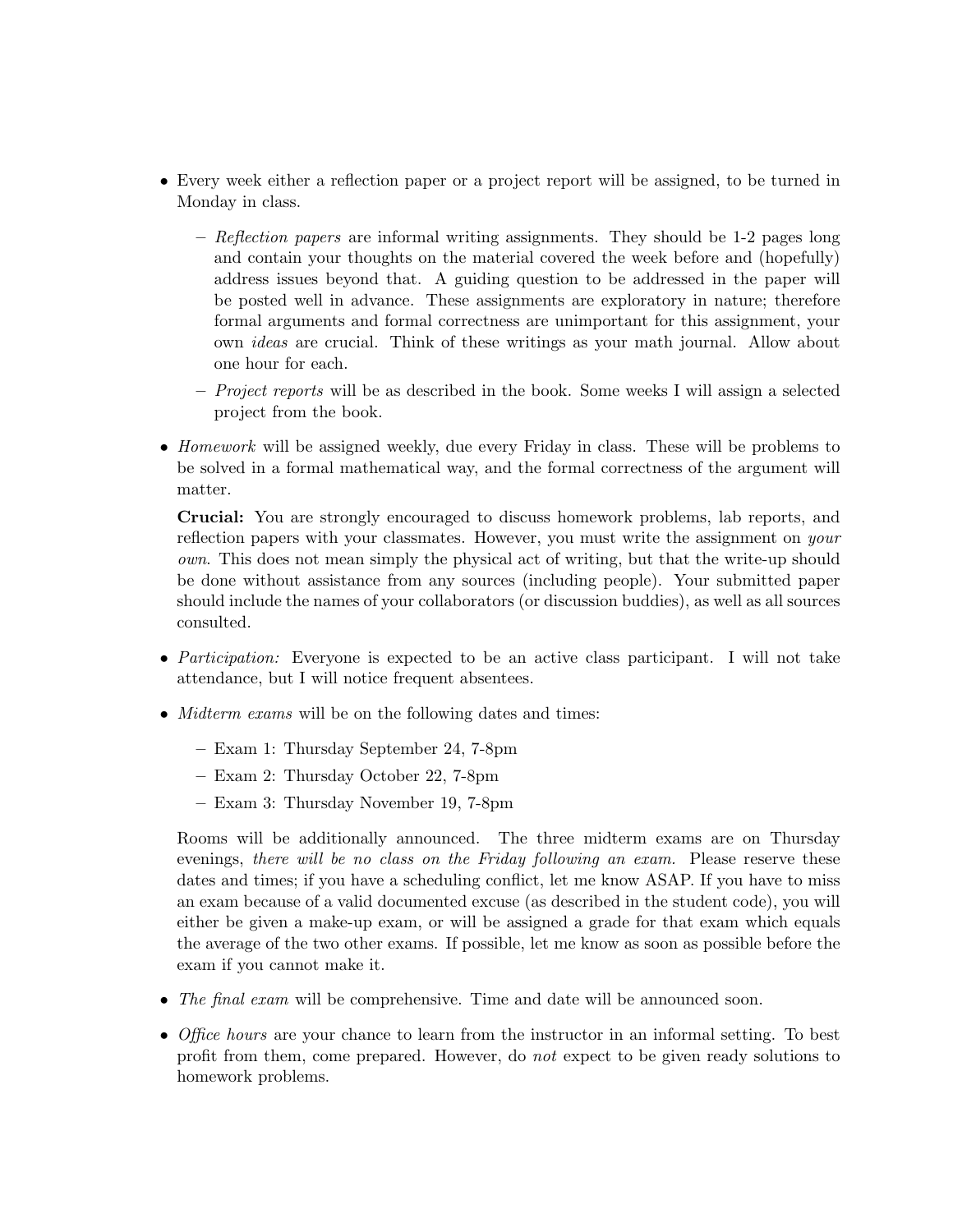- Every week either a reflection paper or a project report will be assigned, to be turned in Monday in class.
  - *Reflection papers* are informal writing assignments. They should be 1-2 pages long and contain your thoughts on the material covered the week before and (hopefully) address issues beyond that. A guiding question to be addressed in the paper will be posted well in advance. These assignments are exploratory in nature; therefore formal arguments and formal correctness are unimportant for this assignment, your own *ideas* are crucial. Think of these writings as your math journal. Allow about one hour for each.
  - *Project reports* will be as described in the book. Some weeks I will assign a selected project from the book.
- *Homework* will be assigned weekly, due every Friday in class. These will be problems to be solved in a formal mathematical way, and the formal correctness of the argument will matter.

  **Crucial:** You are strongly encouraged to discuss homework problems, lab reports, and reflection papers with your classmates. However, you must write the assignment on *your own*. This does not mean simply the physical act of writing, but that the write-up should be done without assistance from any sources (including people). Your submitted paper should include the names of your collaborators (or discussion buddies), as well as all sources consulted.
- *Participation:* Everyone is expected to be an active class participant. I will not take attendance, but I will notice frequent absentees.
- *Midterm exams* will be on the following dates and times:
  - Exam 1: Thursday September 24, 7-8pm
  - Exam 2: Thursday October 22, 7-8pm
  - Exam 3: Thursday November 19, 7-8pm

  Rooms will be additionally announced. The three midterm exams are on Thursday evenings, *there will be no class on the Friday following an exam.* Please reserve these dates and times; if you have a scheduling conflict, let me know ASAP. If you have to miss an exam because of a valid documented excuse (as described in the student code), you will either be given a make-up exam, or will be assigned a grade for that exam which equals the average of the two other exams. If possible, let me know as soon as possible before the exam if you cannot make it.
- *The final exam* will be comprehensive. Time and date will be announced soon.
- *Office hours* are your chance to learn from the instructor in an informal setting. To best profit from them, come prepared. However, do *not* expect to be given ready solutions to homework problems.